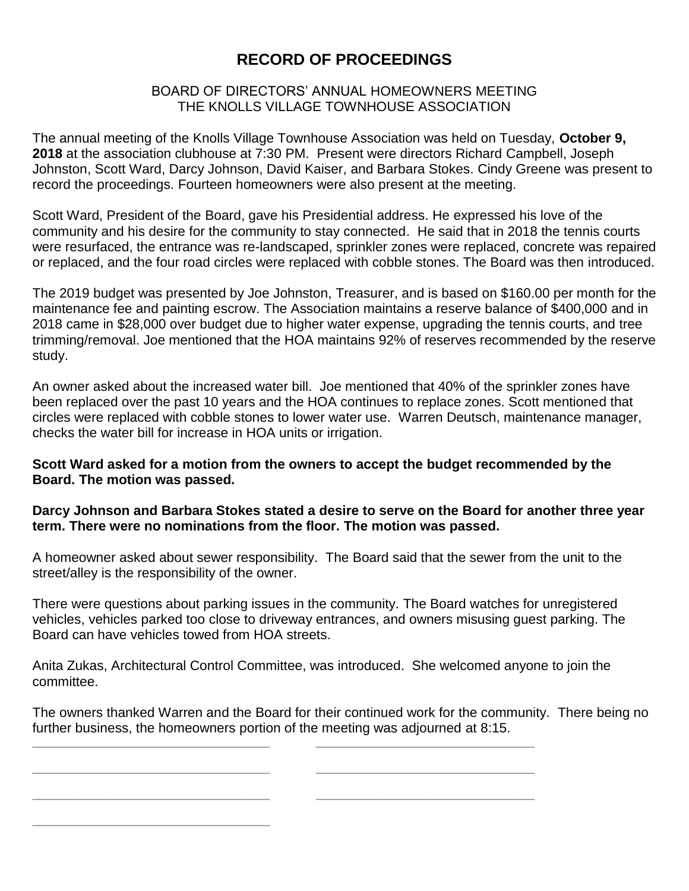# RECORD OF PROCEEDINGS

BOARD OF DIRECTORS' ANNUAL HOMEOWNERS MEETING
THE KNOLLS VILLAGE TOWNHOUSE ASSOCIATION

The annual meeting of the Knolls Village Townhouse Association was held on Tuesday, **October 9, 2018** at the association clubhouse at 7:30 PM. Present were directors Richard Campbell, Joseph Johnston, Scott Ward, Darcy Johnson, David Kaiser, and Barbara Stokes. Cindy Greene was present to record the proceedings. Fourteen homeowners were also present at the meeting.

Scott Ward, President of the Board, gave his Presidential address. He expressed his love of the community and his desire for the community to stay connected. He said that in 2018 the tennis courts were resurfaced, the entrance was re-landscaped, sprinkler zones were replaced, concrete was repaired or replaced, and the four road circles were replaced with cobble stones. The Board was then introduced.

The 2019 budget was presented by Joe Johnston, Treasurer, and is based on $160.00 per month for the maintenance fee and painting escrow. The Association maintains a reserve balance of $400,000 and in 2018 came in $28,000 over budget due to higher water expense, upgrading the tennis courts, and tree trimming/removal. Joe mentioned that the HOA maintains 92% of reserves recommended by the reserve study.

An owner asked about the increased water bill. Joe mentioned that 40% of the sprinkler zones have been replaced over the past 10 years and the HOA continues to replace zones. Scott mentioned that circles were replaced with cobble stones to lower water use. Warren Deutsch, maintenance manager, checks the water bill for increase in HOA units or irrigation.

**Scott Ward asked for a motion from the owners to accept the budget recommended by the Board. The motion was passed.**

**Darcy Johnson and Barbara Stokes stated a desire to serve on the Board for another three year term. There were no nominations from the floor. The motion was passed.**

A homeowner asked about sewer responsibility. The Board said that the sewer from the unit to the street/alley is the responsibility of the owner.

There were questions about parking issues in the community. The Board watches for unregistered vehicles, vehicles parked too close to driveway entrances, and owners misusing guest parking. The Board can have vehicles towed from HOA streets.

Anita Zukas, Architectural Control Committee, was introduced. She welcomed anyone to join the committee.

The owners thanked Warren and the Board for their continued work for the community. There being no further business, the homeowners portion of the meeting was adjourned at 8:15.

\_\_\_\_\_\_\_\_\_\_\_\_\_\_\_\_\_\_\_\_\_\_\_\_\_\_\_\_\_\_ \_\_\_\_\_\_\_\_\_\_\_\_\_\_\_\_\_\_\_\_\_\_\_\_\_\_\_\_\_\_

\_\_\_\_\_\_\_\_\_\_\_\_\_\_\_\_\_\_\_\_\_\_\_\_\_\_\_\_\_\_ \_\_\_\_\_\_\_\_\_\_\_\_\_\_\_\_\_\_\_\_\_\_\_\_\_\_\_\_\_\_

\_\_\_\_\_\_\_\_\_\_\_\_\_\_\_\_\_\_\_\_\_\_\_\_\_\_\_\_\_\_ \_\_\_\_\_\_\_\_\_\_\_\_\_\_\_\_\_\_\_\_\_\_\_\_\_\_\_\_\_\_

\_\_\_\_\_\_\_\_\_\_\_\_\_\_\_\_\_\_\_\_\_\_\_\_\_\_\_\_\_\_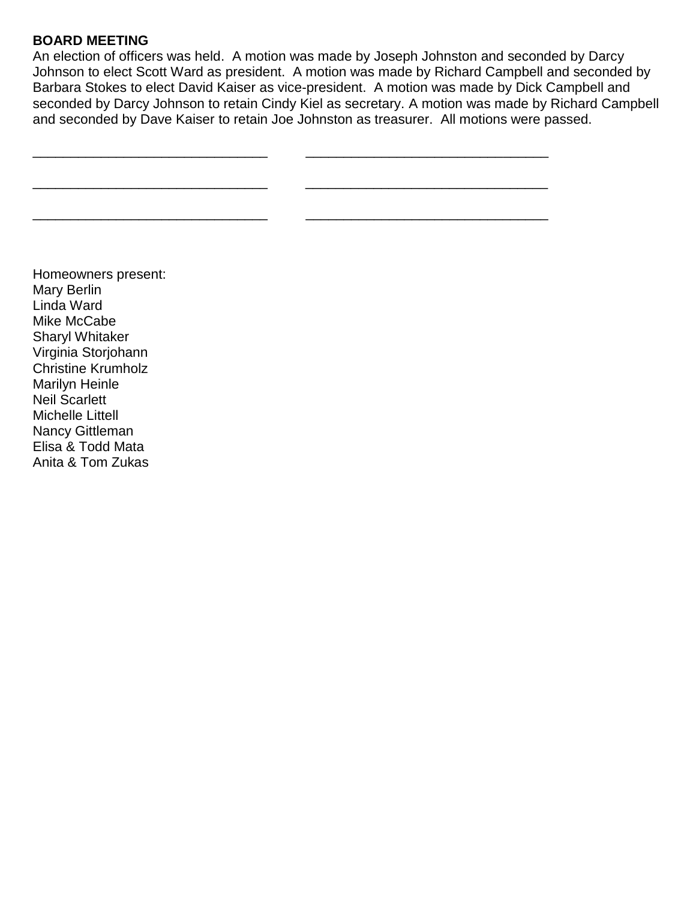**BOARD MEETING**

An election of officers was held. A motion was made by Joseph Johnston and seconded by Darcy Johnson to elect Scott Ward as president. A motion was made by Richard Campbell and seconded by Barbara Stokes to elect David Kaiser as vice-president. A motion was made by Dick Campbell and seconded by Darcy Johnson to retain Cindy Kiel as secretary. A motion was made by Richard Campbell and seconded by Dave Kaiser to retain Joe Johnston as treasurer. All motions were passed.

_______________________________ _______________________________

_______________________________ _______________________________

_______________________________ _______________________________

Homeowners present:
Mary Berlin
Linda Ward
Mike McCabe
Sharyl Whitaker
Virginia Storjohann
Christine Krumholz
Marilyn Heinle
Neil Scarlett
Michelle Littell
Nancy Gittleman
Elisa & Todd Mata
Anita & Tom Zukas